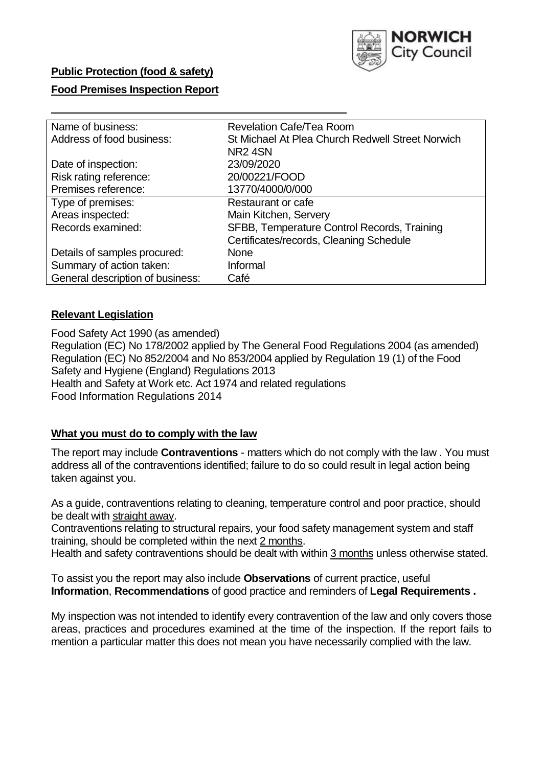NORWICH City Council

**Public Protection (food & safety)**

**Food Premises Inspection Report**

| | |
|---|---|
| Name of business: | Revelation Cafe/Tea Room |
| Address of food business: | St Michael At Plea Church Redwell Street Norwich NR2 4SN |
| Date of inspection: | 23/09/2020 |
| Risk rating reference: | 20/00221/FOOD |
| Premises reference: | 13770/4000/0/000 |
| Type of premises: | Restaurant or cafe |
| Areas inspected: | Main Kitchen, Servery |
| Records examined: | SFBB, Temperature Control Records, Training Certificates/records, Cleaning Schedule |
| Details of samples procured: | None |
| Summary of action taken: | Informal |
| General description of business: | Café |

## Relevant Legislation

Food Safety Act 1990 (as amended)
Regulation (EC) No 178/2002 applied by The General Food Regulations 2004 (as amended)
Regulation (EC) No 852/2004 and No 853/2004 applied by Regulation 19 (1) of the Food Safety and Hygiene (England) Regulations 2013
Health and Safety at Work etc. Act 1974 and related regulations
Food Information Regulations 2014

## What you must do to comply with the law

The report may include **Contraventions** - matters which do not comply with the law . You must address all of the contraventions identified; failure to do so could result in legal action being taken against you.

As a guide, contraventions relating to cleaning, temperature control and poor practice, should be dealt with straight away.
Contraventions relating to structural repairs, your food safety management system and staff training, should be completed within the next 2 months.
Health and safety contraventions should be dealt with within 3 months unless otherwise stated.

To assist you the report may also include **Observations** of current practice, useful **Information**, **Recommendations** of good practice and reminders of **Legal Requirements .**

My inspection was not intended to identify every contravention of the law and only covers those areas, practices and procedures examined at the time of the inspection. If the report fails to mention a particular matter this does not mean you have necessarily complied with the law.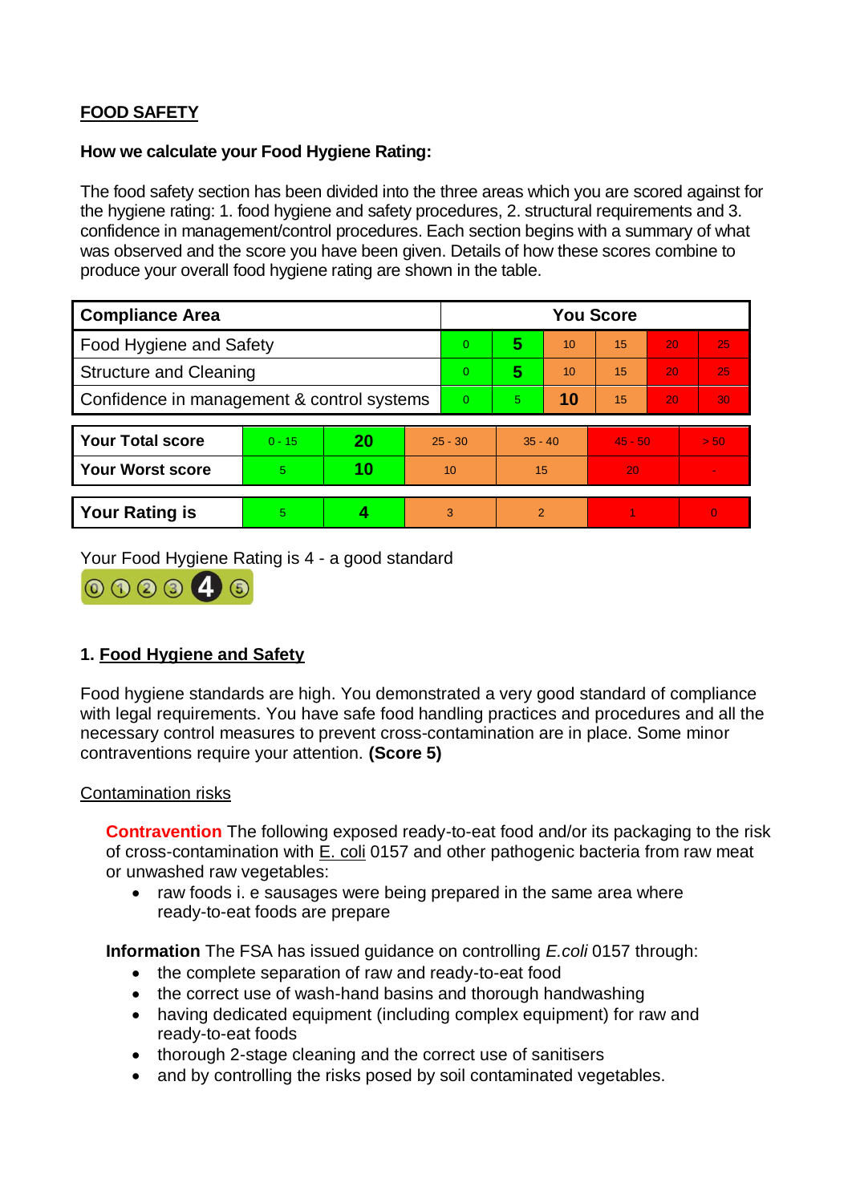**FOOD SAFETY**

**How we calculate your Food Hygiene Rating:**

The food safety section has been divided into the three areas which you are scored against for the hygiene rating: 1. food hygiene and safety procedures, 2. structural requirements and 3. confidence in management/control procedures. Each section begins with a summary of what was observed and the score you have been given. Details of how these scores combine to produce your overall food hygiene rating are shown in the table.

| Compliance Area | You Score | | | | | |
|---|---|---|---|---|---|---|
| Food Hygiene and Safety | 0 | **5** | 10 | 15 | 20 | 25 |
| Structure and Cleaning | 0 | **5** | 10 | 15 | 20 | 25 |
| Confidence in management & control systems | 0 | 5 | **10** | 15 | 20 | 30 |

| | | | | | | |
|---|---|---|---|---|---|---|
| **Your Total score** | 0 - 15 | **20** | 25 - 30 | 35 - 40 | 45 - 50 | > 50 |
| **Your Worst score** | 5 | **10** | 10 | 15 | 20 | - |

| | | | | | | |
|---|---|---|---|---|---|---|
| **Your Rating is** | 5 | **4** | 3 | 2 | 1 | 0 |

Your Food Hygiene Rating is 4 - a good standard

## 1. Food Hygiene and Safety

Food hygiene standards are high. You demonstrated a very good standard of compliance with legal requirements. You have safe food handling practices and procedures and all the necessary control measures to prevent cross-contamination are in place. Some minor contraventions require your attention. **(Score 5)**

Contamination risks

**Contravention** The following exposed ready-to-eat food and/or its packaging to the risk of cross-contamination with E. coli 0157 and other pathogenic bacteria from raw meat or unwashed raw vegetables:

- raw foods i. e sausages were being prepared in the same area where ready-to-eat foods are prepare

**Information** The FSA has issued guidance on controlling *E.coli* 0157 through:

- the complete separation of raw and ready-to-eat food
- the correct use of wash-hand basins and thorough handwashing
- having dedicated equipment (including complex equipment) for raw and ready-to-eat foods
- thorough 2-stage cleaning and the correct use of sanitisers
- and by controlling the risks posed by soil contaminated vegetables.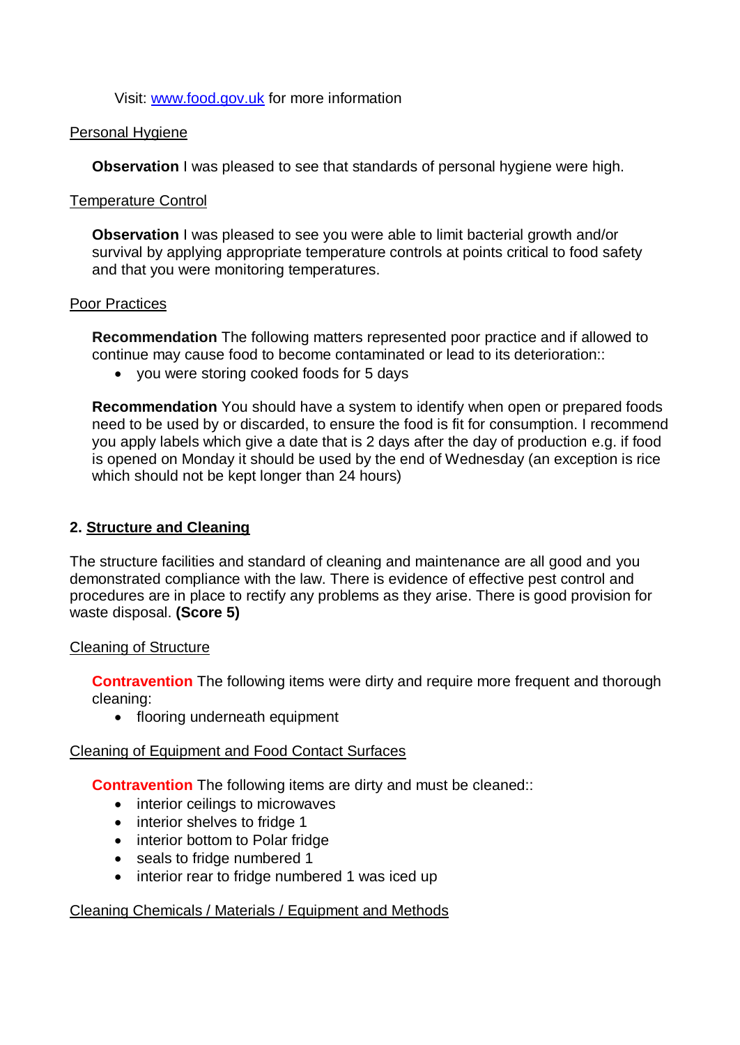Visit: [www.food.gov.uk](http://www.food.gov.uk) for more information

Personal Hygiene

**Observation** I was pleased to see that standards of personal hygiene were high.

Temperature Control

**Observation** I was pleased to see you were able to limit bacterial growth and/or survival by applying appropriate temperature controls at points critical to food safety and that you were monitoring temperatures.

Poor Practices

**Recommendation** The following matters represented poor practice and if allowed to continue may cause food to become contaminated or lead to its deterioration::

- you were storing cooked foods for 5 days

**Recommendation** You should have a system to identify when open or prepared foods need to be used by or discarded, to ensure the food is fit for consumption. I recommend you apply labels which give a date that is 2 days after the day of production e.g. if food is opened on Monday it should be used by the end of Wednesday (an exception is rice which should not be kept longer than 24 hours)

## 2. Structure and Cleaning

The structure facilities and standard of cleaning and maintenance are all good and you demonstrated compliance with the law. There is evidence of effective pest control and procedures are in place to rectify any problems as they arise. There is good provision for waste disposal. **(Score 5)**

Cleaning of Structure

**Contravention** The following items were dirty and require more frequent and thorough cleaning:

- flooring underneath equipment

Cleaning of Equipment and Food Contact Surfaces

**Contravention** The following items are dirty and must be cleaned::

- interior ceilings to microwaves
- interior shelves to fridge 1
- interior bottom to Polar fridge
- seals to fridge numbered 1
- interior rear to fridge numbered 1 was iced up

Cleaning Chemicals / Materials / Equipment and Methods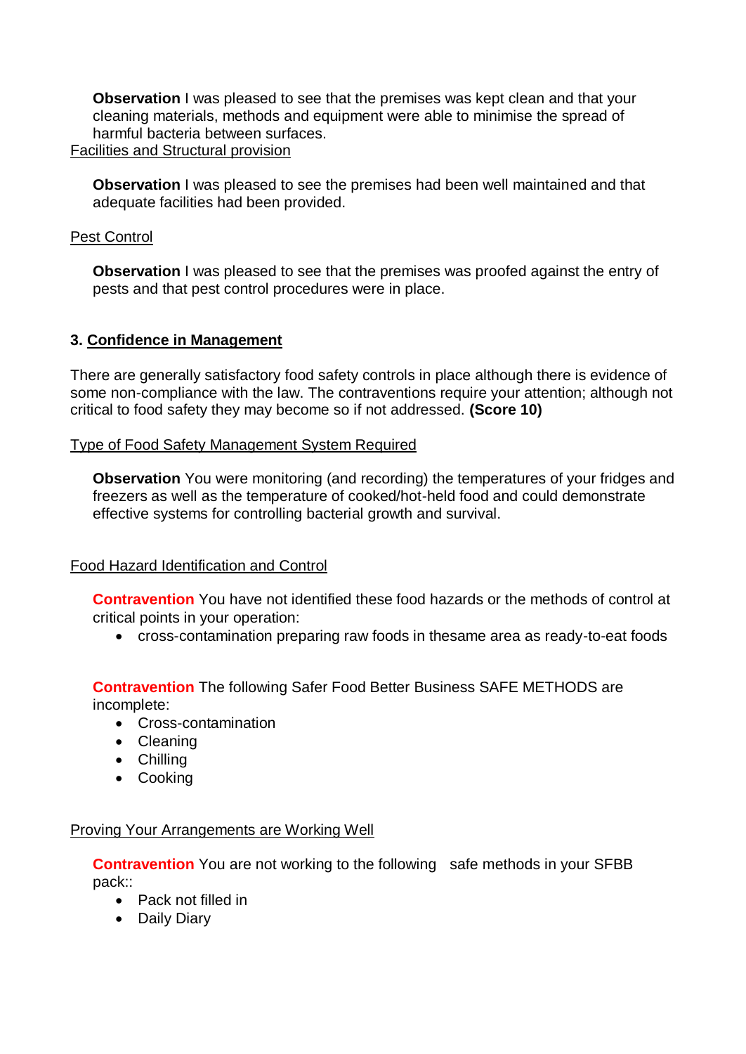**Observation** I was pleased to see that the premises was kept clean and that your cleaning materials, methods and equipment were able to minimise the spread of harmful bacteria between surfaces.

Facilities and Structural provision

**Observation** I was pleased to see the premises had been well maintained and that adequate facilities had been provided.

Pest Control

**Observation** I was pleased to see that the premises was proofed against the entry of pests and that pest control procedures were in place.

## 3. Confidence in Management

There are generally satisfactory food safety controls in place although there is evidence of some non-compliance with the law. The contraventions require your attention; although not critical to food safety they may become so if not addressed. **(Score 10)**

Type of Food Safety Management System Required

**Observation** You were monitoring (and recording) the temperatures of your fridges and freezers as well as the temperature of cooked/hot-held food and could demonstrate effective systems for controlling bacterial growth and survival.

Food Hazard Identification and Control

**Contravention** You have not identified these food hazards or the methods of control at critical points in your operation:

- cross-contamination preparing raw foods in thesame area as ready-to-eat foods

**Contravention** The following Safer Food Better Business SAFE METHODS are incomplete:

- Cross-contamination
- Cleaning
- Chilling
- Cooking

Proving Your Arrangements are Working Well

**Contravention** You are not working to the following safe methods in your SFBB pack::

- Pack not filled in
- Daily Diary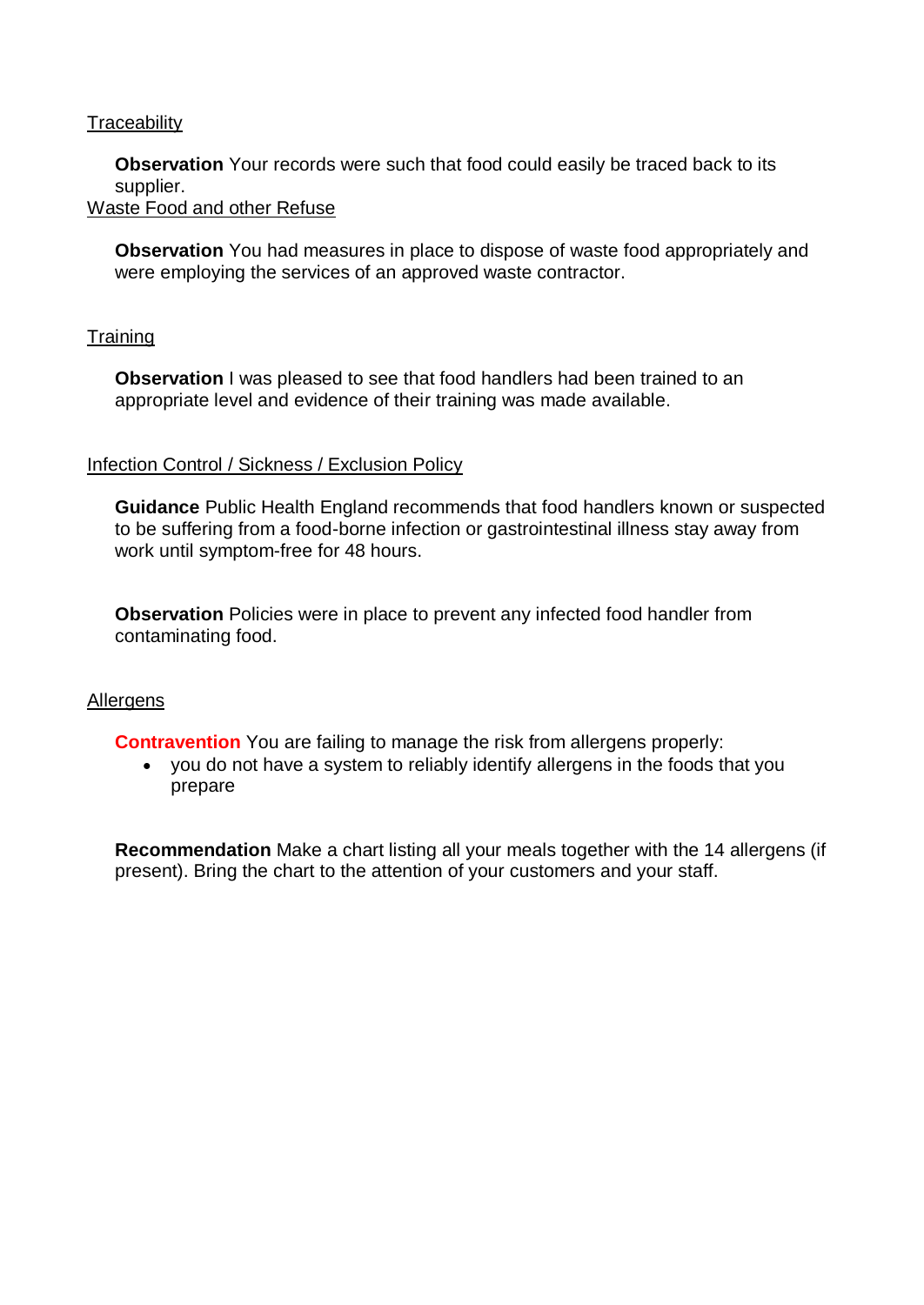Traceability

**Observation** Your records were such that food could easily be traced back to its supplier.

Waste Food and other Refuse

**Observation** You had measures in place to dispose of waste food appropriately and were employing the services of an approved waste contractor.

Training

**Observation** I was pleased to see that food handlers had been trained to an appropriate level and evidence of their training was made available.

Infection Control / Sickness / Exclusion Policy

**Guidance** Public Health England recommends that food handlers known or suspected to be suffering from a food-borne infection or gastrointestinal illness stay away from work until symptom-free for 48 hours.

**Observation** Policies were in place to prevent any infected food handler from contaminating food.

Allergens

**Contravention** You are failing to manage the risk from allergens properly:

- you do not have a system to reliably identify allergens in the foods that you prepare

**Recommendation** Make a chart listing all your meals together with the 14 allergens (if present). Bring the chart to the attention of your customers and your staff.